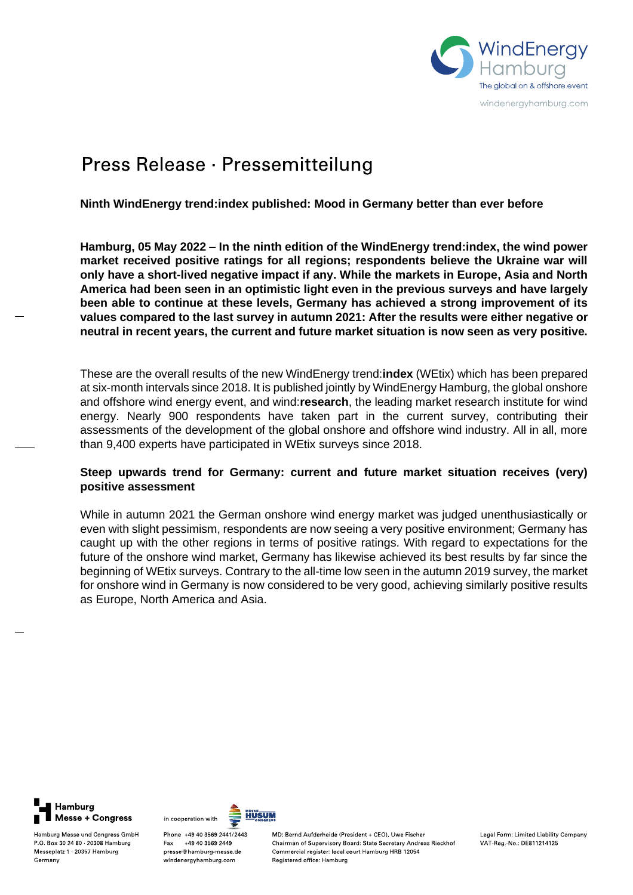# Press Release · Pressemitteilung

**Ninth WindEnergy trend:index published: Mood in Germany better than ever before**

**Hamburg, 05 May 2022 – In the ninth edition of the WindEnergy trend:index, the wind power market received positive ratings for all regions; respondents believe the Ukraine war will only have a short-lived negative impact if any. While the markets in Europe, Asia and North America had been seen in an optimistic light even in the previous surveys and have largely been able to continue at these levels, Germany has achieved a strong improvement of its values compared to the last survey in autumn 2021: After the results were either negative or neutral in recent years, the current and future market situation is now seen as very positive.**

These are the overall results of the new WindEnergy trend:**index** (WEtix) which has been prepared at six-month intervals since 2018. It is published jointly by WindEnergy Hamburg, the global onshore and offshore wind energy event, and wind:**research**, the leading market research institute for wind energy. Nearly 900 respondents have taken part in the current survey, contributing their assessments of the development of the global onshore and offshore wind industry. All in all, more than 9,400 experts have participated in WEtix surveys since 2018.

## Steep upwards trend for Germany: current and future market situation receives (very) positive assessment

While in autumn 2021 the German onshore wind energy market was judged unenthusiastically or even with slight pessimism, respondents are now seeing a very positive environment; Germany has caught up with the other regions in terms of positive ratings. With regard to expectations for the future of the onshore wind market, Germany has likewise achieved its best results by far since the beginning of WEtix surveys. Contrary to the all-time low seen in the autumn 2019 survey, the market for onshore wind in Germany is now considered to be very good, achieving similarly positive results as Europe, North America and Asia.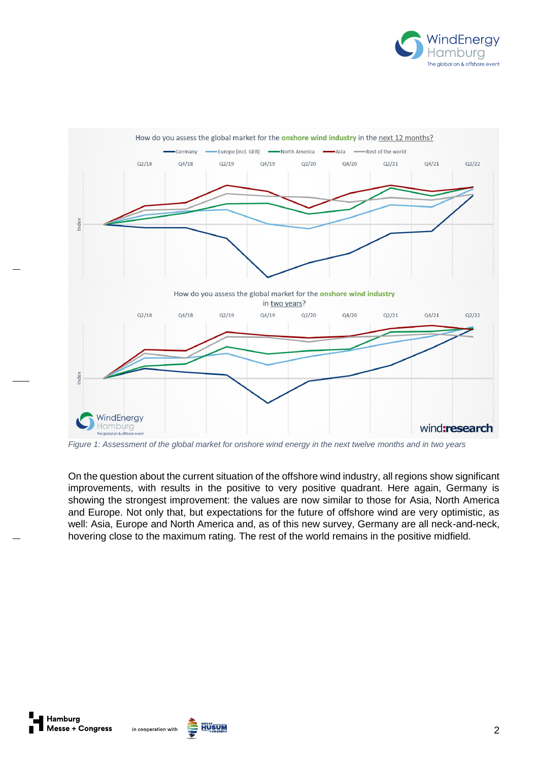*Figure 1: Assessment of the global market for onshore wind energy in the next twelve months and in two years*

On the question about the current situation of the offshore wind industry, all regions show significant improvements, with results in the positive to very positive quadrant. Here again, Germany is showing the strongest improvement: the values are now similar to those for Asia, North America and Europe. Not only that, but expectations for the future of offshore wind are very optimistic, as well: Asia, Europe and North America and, as of this new survey, Germany are all neck-and-neck, hovering close to the maximum rating. The rest of the world remains in the positive midfield.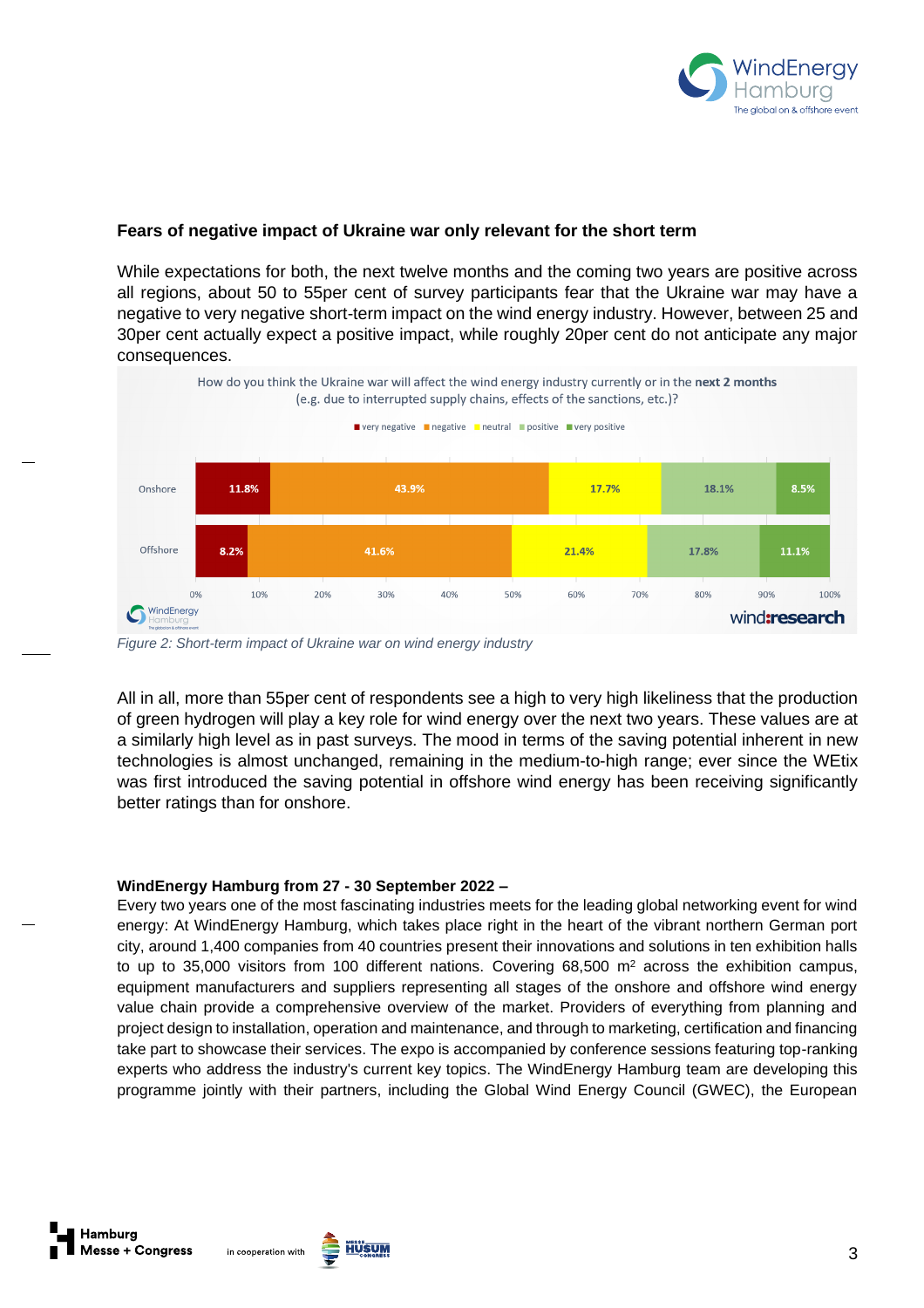### Fears of negative impact of Ukraine war only relevant for the short term

While expectations for both, the next twelve months and the coming two years are positive across all regions, about 50 to 55per cent of survey participants fear that the Ukraine war may have a negative to very negative short-term impact on the wind energy industry. However, between 25 and 30per cent actually expect a positive impact, while roughly 20per cent do not anticipate any major consequences.

How do you think the Ukraine war will affect the wind energy industry currently or in the **next 2 months** (e.g. due to interrupted supply chains, effects of the sanctions, etc.)?

| | very negative | negative | neutral | positive | very positive |
|---|---|---|---|---|---|
| Onshore | 11.8% | 43.9% | 17.7% | 18.1% | 8.5% |
| Offshore | 8.2% | 41.6% | 21.4% | 17.8% | 11.1% |

*Figure 2: Short-term impact of Ukraine war on wind energy industry*

All in all, more than 55per cent of respondents see a high to very high likeliness that the production of green hydrogen will play a key role for wind energy over the next two years. These values are at a similarly high level as in past surveys. The mood in terms of the saving potential inherent in new technologies is almost unchanged, remaining in the medium-to-high range; ever since the WEtix was first introduced the saving potential in offshore wind energy has been receiving significantly better ratings than for onshore.

**WindEnergy Hamburg from 27 - 30 September 2022 –**

Every two years one of the most fascinating industries meets for the leading global networking event for wind energy: At WindEnergy Hamburg, which takes place right in the heart of the vibrant northern German port city, around 1,400 companies from 40 countries present their innovations and solutions in ten exhibition halls to up to 35,000 visitors from 100 different nations. Covering 68,500 m² across the exhibition campus, equipment manufacturers and suppliers representing all stages of the onshore and offshore wind energy value chain provide a comprehensive overview of the market. Providers of everything from planning and project design to installation, operation and maintenance, and through to marketing, certification and financing take part to showcase their services. The expo is accompanied by conference sessions featuring top-ranking experts who address the industry's current key topics. The WindEnergy Hamburg team are developing this programme jointly with their partners, including the Global Wind Energy Council (GWEC), the European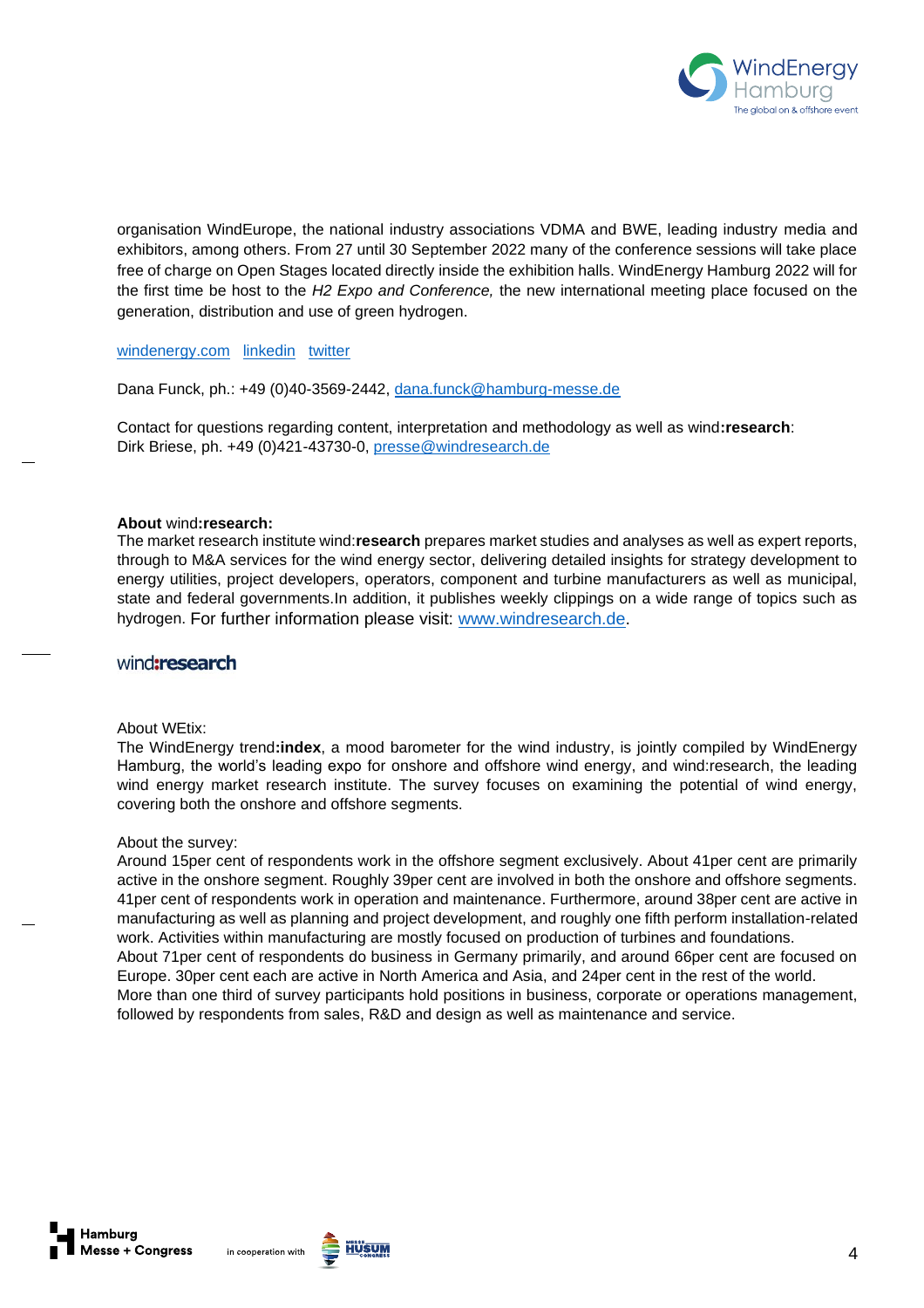organisation WindEurope, the national industry associations VDMA and BWE, leading industry media and exhibitors, among others. From 27 until 30 September 2022 many of the conference sessions will take place free of charge on Open Stages located directly inside the exhibition halls. WindEnergy Hamburg 2022 will for the first time be host to the *H2 Expo and Conference,* the new international meeting place focused on the generation, distribution and use of green hydrogen.

windenergy.com linkedin twitter

Dana Funck, ph.: +49 (0)40-3569-2442, dana.funck@hamburg-messe.de

Contact for questions regarding content, interpretation and methodology as well as wind**:research**:
Dirk Briese, ph. +49 (0)421-43730-0, presse@windresearch.de

**About** wind**:research:**
The market research institute wind:**research** prepares market studies and analyses as well as expert reports, through to M&A services for the wind energy sector, delivering detailed insights for strategy development to energy utilities, project developers, operators, component and turbine manufacturers as well as municipal, state and federal governments.In addition, it publishes weekly clippings on a wide range of topics such as hydrogen. For further information please visit: www.windresearch.de.

wind**:research**

About WEtix:
The WindEnergy trend**:index**, a mood barometer for the wind industry, is jointly compiled by WindEnergy Hamburg, the world's leading expo for onshore and offshore wind energy, and wind:research, the leading wind energy market research institute. The survey focuses on examining the potential of wind energy, covering both the onshore and offshore segments.

About the survey:
Around 15per cent of respondents work in the offshore segment exclusively. About 41per cent are primarily active in the onshore segment. Roughly 39per cent are involved in both the onshore and offshore segments. 41per cent of respondents work in operation and maintenance. Furthermore, around 38per cent are active in manufacturing as well as planning and project development, and roughly one fifth perform installation-related work. Activities within manufacturing are mostly focused on production of turbines and foundations.
About 71per cent of respondents do business in Germany primarily, and around 66per cent are focused on Europe. 30per cent each are active in North America and Asia, and 24per cent in the rest of the world.
More than one third of survey participants hold positions in business, corporate or operations management, followed by respondents from sales, R&D and design as well as maintenance and service.